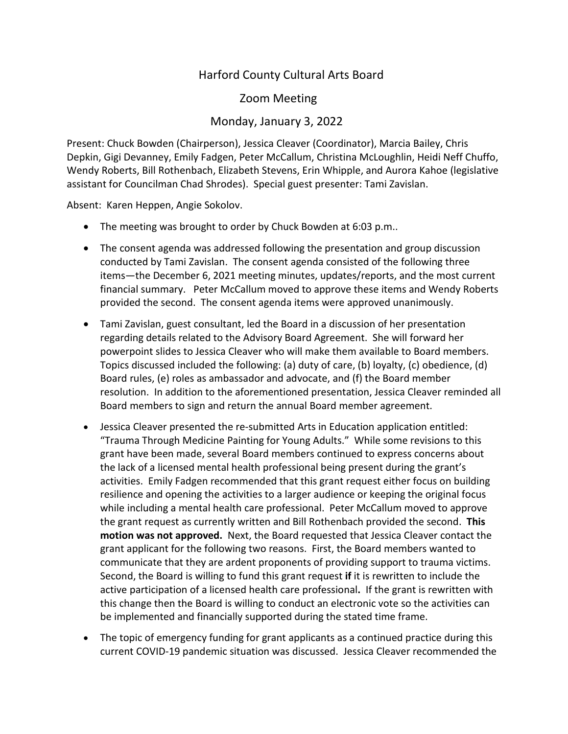# Harford County Cultural Arts Board

## Zoom Meeting

## Monday, January 3, 2022

Present: Chuck Bowden (Chairperson), Jessica Cleaver (Coordinator), Marcia Bailey, Chris Depkin, Gigi Devanney, Emily Fadgen, Peter McCallum, Christina McLoughlin, Heidi Neff Chuffo, Wendy Roberts, Bill Rothenbach, Elizabeth Stevens, Erin Whipple, and Aurora Kahoe (legislative assistant for Councilman Chad Shrodes). Special guest presenter: Tami Zavislan.

Absent: Karen Heppen, Angie Sokolov.

- The meeting was brought to order by Chuck Bowden at 6:03 p.m..
- The consent agenda was addressed following the presentation and group discussion conducted by Tami Zavislan. The consent agenda consisted of the following three items—the December 6, 2021 meeting minutes, updates/reports, and the most current financial summary. Peter McCallum moved to approve these items and Wendy Roberts provided the second. The consent agenda items were approved unanimously.
- Tami Zavislan, guest consultant, led the Board in a discussion of her presentation regarding details related to the Advisory Board Agreement. She will forward her powerpoint slides to Jessica Cleaver who will make them available to Board members. Topics discussed included the following: (a) duty of care, (b) loyalty, (c) obedience, (d) Board rules, (e) roles as ambassador and advocate, and (f) the Board member resolution. In addition to the aforementioned presentation, Jessica Cleaver reminded all Board members to sign and return the annual Board member agreement.
- Jessica Cleaver presented the re-submitted Arts in Education application entitled: "Trauma Through Medicine Painting for Young Adults." While some revisions to this grant have been made, several Board members continued to express concerns about the lack of a licensed mental health professional being present during the grant's activities. Emily Fadgen recommended that this grant request either focus on building resilience and opening the activities to a larger audience or keeping the original focus while including a mental health care professional. Peter McCallum moved to approve the grant request as currently written and Bill Rothenbach provided the second. **This motion was not approved.** Next, the Board requested that Jessica Cleaver contact the grant applicant for the following two reasons. First, the Board members wanted to communicate that they are ardent proponents of providing support to trauma victims. Second, the Board is willing to fund this grant request **if** it is rewritten to include the active participation of a licensed health care professional**.** If the grant is rewritten with this change then the Board is willing to conduct an electronic vote so the activities can be implemented and financially supported during the stated time frame.
- The topic of emergency funding for grant applicants as a continued practice during this current COVID-19 pandemic situation was discussed. Jessica Cleaver recommended the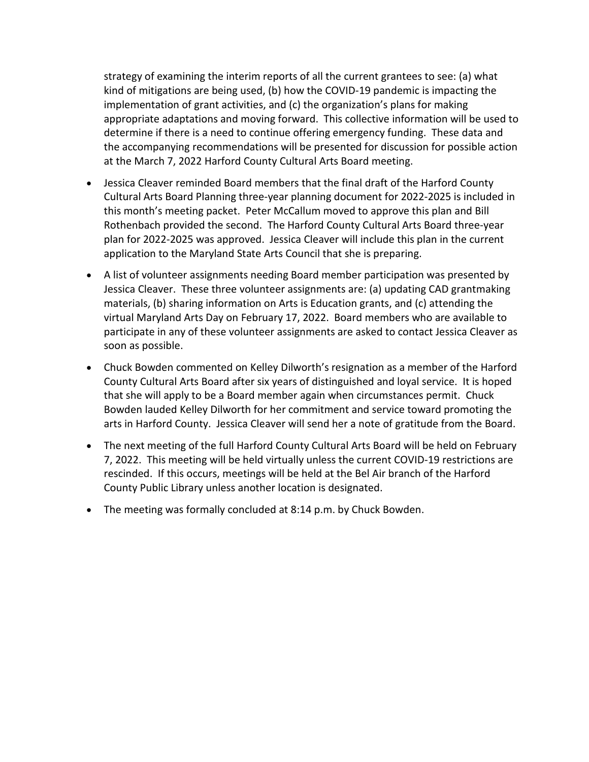strategy of examining the interim reports of all the current grantees to see: (a) what kind of mitigations are being used, (b) how the COVID-19 pandemic is impacting the implementation of grant activities, and (c) the organization's plans for making appropriate adaptations and moving forward. This collective information will be used to determine if there is a need to continue offering emergency funding. These data and the accompanying recommendations will be presented for discussion for possible action at the March 7, 2022 Harford County Cultural Arts Board meeting.

- Jessica Cleaver reminded Board members that the final draft of the Harford County Cultural Arts Board Planning three-year planning document for 2022-2025 is included in this month's meeting packet. Peter McCallum moved to approve this plan and Bill Rothenbach provided the second. The Harford County Cultural Arts Board three-year plan for 2022-2025 was approved. Jessica Cleaver will include this plan in the current application to the Maryland State Arts Council that she is preparing.
- A list of volunteer assignments needing Board member participation was presented by Jessica Cleaver. These three volunteer assignments are: (a) updating CAD grantmaking materials, (b) sharing information on Arts is Education grants, and (c) attending the virtual Maryland Arts Day on February 17, 2022. Board members who are available to participate in any of these volunteer assignments are asked to contact Jessica Cleaver as soon as possible.
- Chuck Bowden commented on Kelley Dilworth's resignation as a member of the Harford County Cultural Arts Board after six years of distinguished and loyal service. It is hoped that she will apply to be a Board member again when circumstances permit. Chuck Bowden lauded Kelley Dilworth for her commitment and service toward promoting the arts in Harford County. Jessica Cleaver will send her a note of gratitude from the Board.
- The next meeting of the full Harford County Cultural Arts Board will be held on February 7, 2022. This meeting will be held virtually unless the current COVID-19 restrictions are rescinded. If this occurs, meetings will be held at the Bel Air branch of the Harford County Public Library unless another location is designated.
- The meeting was formally concluded at 8:14 p.m. by Chuck Bowden.